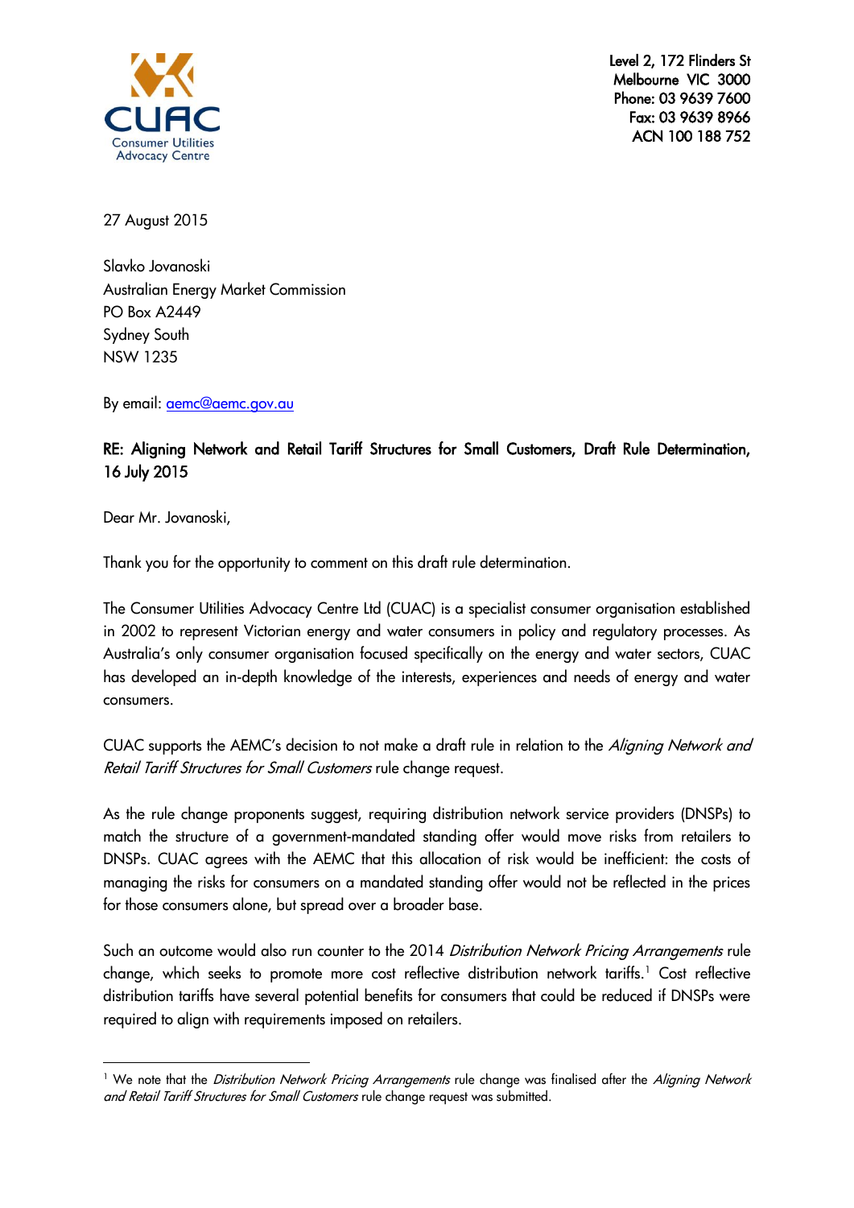CUAC
Consumer Utilities Advocacy Centre

Level 2, 172 Flinders St
Melbourne VIC 3000
Phone: 03 9639 7600
Fax: 03 9639 8966
ACN 100 188 752

27 August 2015

Slavko Jovanoski
Australian Energy Market Commission
PO Box A2449
Sydney South
NSW 1235

By email: aemc@aemc.gov.au

**RE: Aligning Network and Retail Tariff Structures for Small Customers, Draft Rule Determination, 16 July 2015**

Dear Mr. Jovanoski,

Thank you for the opportunity to comment on this draft rule determination.

The Consumer Utilities Advocacy Centre Ltd (CUAC) is a specialist consumer organisation established in 2002 to represent Victorian energy and water consumers in policy and regulatory processes. As Australia's only consumer organisation focused specifically on the energy and water sectors, CUAC has developed an in-depth knowledge of the interests, experiences and needs of energy and water consumers.

CUAC supports the AEMC's decision to not make a draft rule in relation to the *Aligning Network and Retail Tariff Structures for Small Customers* rule change request.

As the rule change proponents suggest, requiring distribution network service providers (DNSPs) to match the structure of a government-mandated standing offer would move risks from retailers to DNSPs. CUAC agrees with the AEMC that this allocation of risk would be inefficient: the costs of managing the risks for consumers on a mandated standing offer would not be reflected in the prices for those consumers alone, but spread over a broader base.

Such an outcome would also run counter to the 2014 *Distribution Network Pricing Arrangements* rule change, which seeks to promote more cost reflective distribution network tariffs.[1] Cost reflective distribution tariffs have several potential benefits for consumers that could be reduced if DNSPs were required to align with requirements imposed on retailers.

[1] We note that the *Distribution Network Pricing Arrangements* rule change was finalised after the *Aligning Network and Retail Tariff Structures for Small Customers* rule change request was submitted.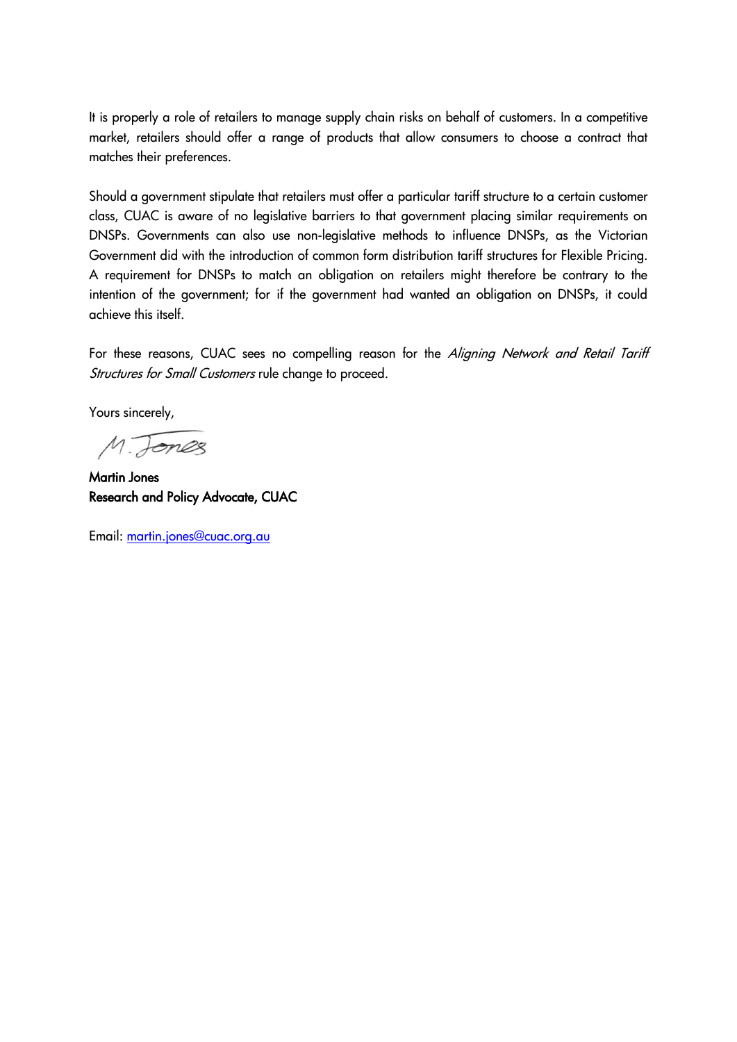It is properly a role of retailers to manage supply chain risks on behalf of customers. In a competitive market, retailers should offer a range of products that allow consumers to choose a contract that matches their preferences.

Should a government stipulate that retailers must offer a particular tariff structure to a certain customer class, CUAC is aware of no legislative barriers to that government placing similar requirements on DNSPs. Governments can also use non-legislative methods to influence DNSPs, as the Victorian Government did with the introduction of common form distribution tariff structures for Flexible Pricing. A requirement for DNSPs to match an obligation on retailers might therefore be contrary to the intention of the government; for if the government had wanted an obligation on DNSPs, it could achieve this itself.

For these reasons, CUAC sees no compelling reason for the *Aligning Network and Retail Tariff Structures for Small Customers* rule change to proceed.

Yours sincerely,

M. Jones

**Martin Jones**
**Research and Policy Advocate, CUAC**

Email: martin.jones@cuac.org.au